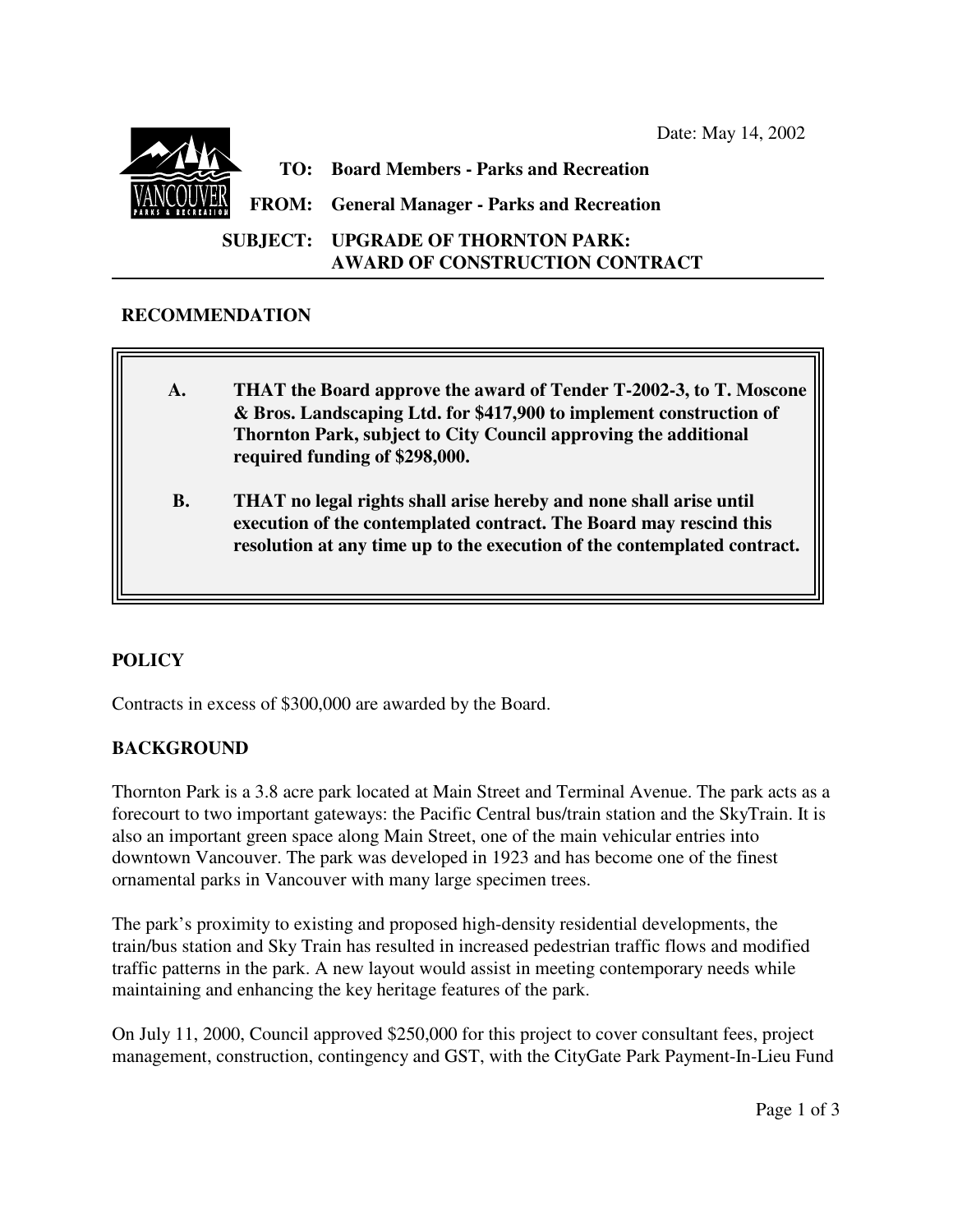Date: May 14, 2002

**TO:** Board Members - Parks and Recreation

**FROM:** General Manager - Parks and Recreation

**SUBJECT:** UPGRADE OF THORNTON PARK: AWARD OF CONSTRUCTION CONTRACT

## RECOMMENDATION

**A. THAT the Board approve the award of Tender T-2002-3, to T. Moscone & Bros. Landscaping Ltd. for $417,900 to implement construction of Thornton Park, subject to City Council approving the additional required funding of $298,000.**

**B. THAT no legal rights shall arise hereby and none shall arise until execution of the contemplated contract. The Board may rescind this resolution at any time up to the execution of the contemplated contract.**

## POLICY

Contracts in excess of $300,000 are awarded by the Board.

## BACKGROUND

Thornton Park is a 3.8 acre park located at Main Street and Terminal Avenue. The park acts as a forecourt to two important gateways: the Pacific Central bus/train station and the SkyTrain. It is also an important green space along Main Street, one of the main vehicular entries into downtown Vancouver. The park was developed in 1923 and has become one of the finest ornamental parks in Vancouver with many large specimen trees.

The park's proximity to existing and proposed high-density residential developments, the train/bus station and Sky Train has resulted in increased pedestrian traffic flows and modified traffic patterns in the park. A new layout would assist in meeting contemporary needs while maintaining and enhancing the key heritage features of the park.

On July 11, 2000, Council approved $250,000 for this project to cover consultant fees, project management, construction, contingency and GST, with the CityGate Park Payment-In-Lieu Fund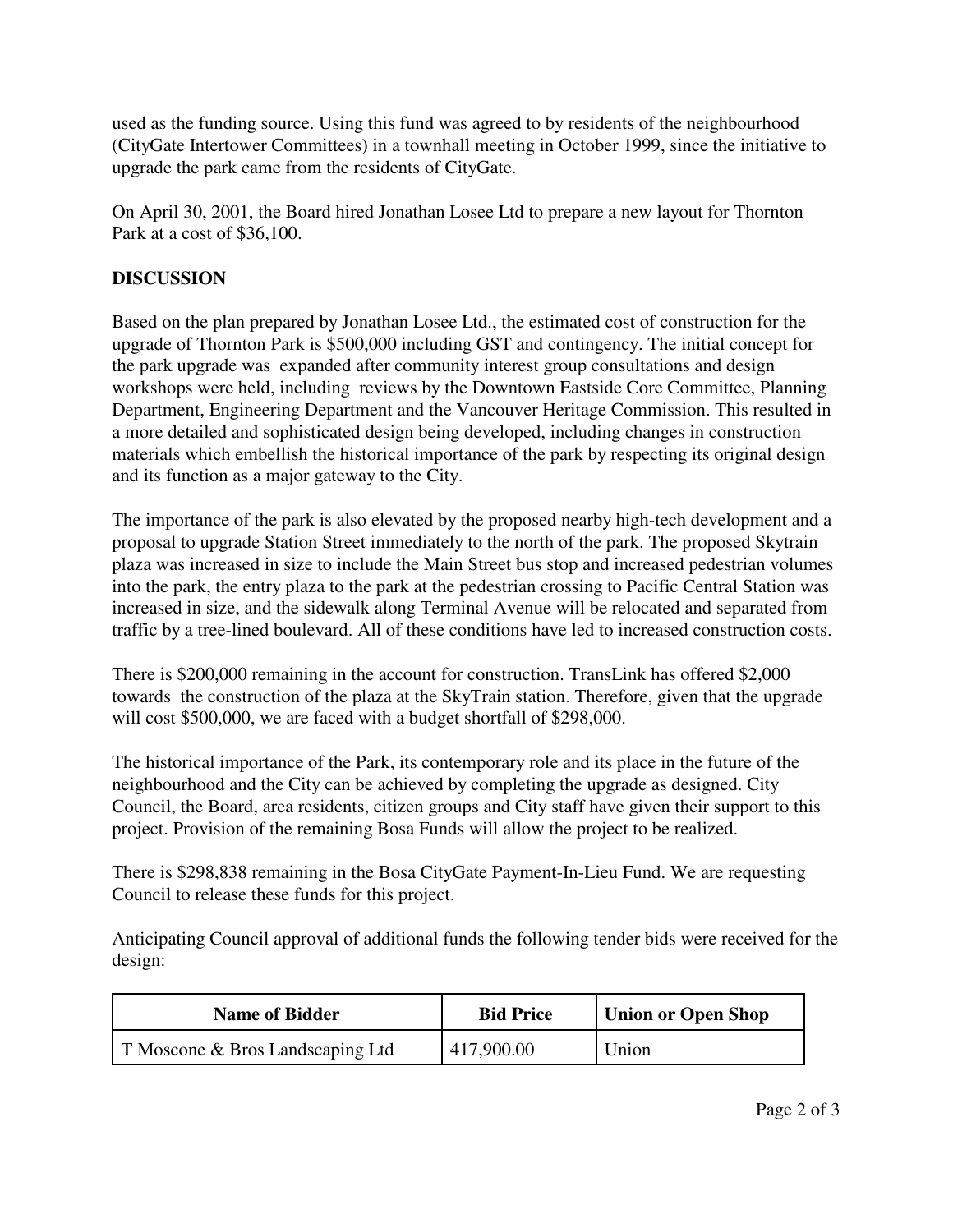used as the funding source. Using this fund was agreed to by residents of the neighbourhood (CityGate Intertower Committees) in a townhall meeting in October 1999, since the initiative to upgrade the park came from the residents of CityGate.

On April 30, 2001, the Board hired Jonathan Losee Ltd to prepare a new layout for Thornton Park at a cost of $36,100.

**DISCUSSION**

Based on the plan prepared by Jonathan Losee Ltd., the estimated cost of construction for the upgrade of Thornton Park is $500,000 including GST and contingency. The initial concept for the park upgrade was expanded after community interest group consultations and design workshops were held, including reviews by the Downtown Eastside Core Committee, Planning Department, Engineering Department and the Vancouver Heritage Commission. This resulted in a more detailed and sophisticated design being developed, including changes in construction materials which embellish the historical importance of the park by respecting its original design and its function as a major gateway to the City.

The importance of the park is also elevated by the proposed nearby high-tech development and a proposal to upgrade Station Street immediately to the north of the park. The proposed Skytrain plaza was increased in size to include the Main Street bus stop and increased pedestrian volumes into the park, the entry plaza to the park at the pedestrian crossing to Pacific Central Station was increased in size, and the sidewalk along Terminal Avenue will be relocated and separated from traffic by a tree-lined boulevard. All of these conditions have led to increased construction costs.

There is $200,000 remaining in the account for construction. TransLink has offered $2,000 towards the construction of the plaza at the SkyTrain station. Therefore, given that the upgrade will cost $500,000, we are faced with a budget shortfall of $298,000.

The historical importance of the Park, its contemporary role and its place in the future of the neighbourhood and the City can be achieved by completing the upgrade as designed. City Council, the Board, area residents, citizen groups and City staff have given their support to this project. Provision of the remaining Bosa Funds will allow the project to be realized.

There is $298,838 remaining in the Bosa CityGate Payment-In-Lieu Fund. We are requesting Council to release these funds for this project.

Anticipating Council approval of additional funds the following tender bids were received for the design:

| Name of Bidder | Bid Price | Union or Open Shop |
|---|---|---|
| T Moscone & Bros Landscaping Ltd | 417,900.00 | Union |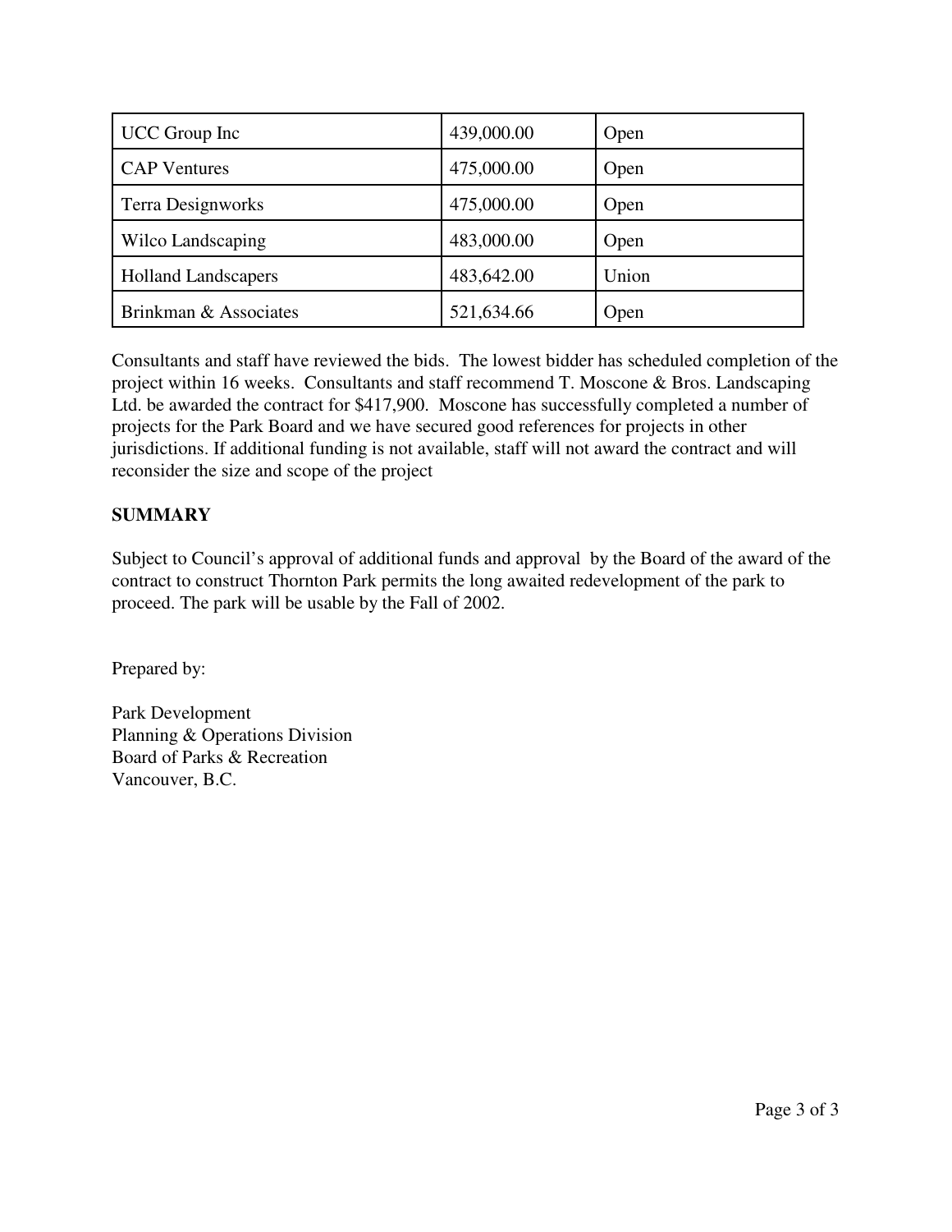| | | |
|---|---|---|
| UCC Group Inc | 439,000.00 | Open |
| CAP Ventures | 475,000.00 | Open |
| Terra Designworks | 475,000.00 | Open |
| Wilco Landscaping | 483,000.00 | Open |
| Holland Landscapers | 483,642.00 | Union |
| Brinkman & Associates | 521,634.66 | Open |

Consultants and staff have reviewed the bids. The lowest bidder has scheduled completion of the project within 16 weeks. Consultants and staff recommend T. Moscone & Bros. Landscaping Ltd. be awarded the contract for $417,900. Moscone has successfully completed a number of projects for the Park Board and we have secured good references for projects in other jurisdictions. If additional funding is not available, staff will not award the contract and will reconsider the size and scope of the project

**SUMMARY**

Subject to Council's approval of additional funds and approval by the Board of the award of the contract to construct Thornton Park permits the long awaited redevelopment of the park to proceed. The park will be usable by the Fall of 2002.

Prepared by:

Park Development
Planning & Operations Division
Board of Parks & Recreation
Vancouver, B.C.